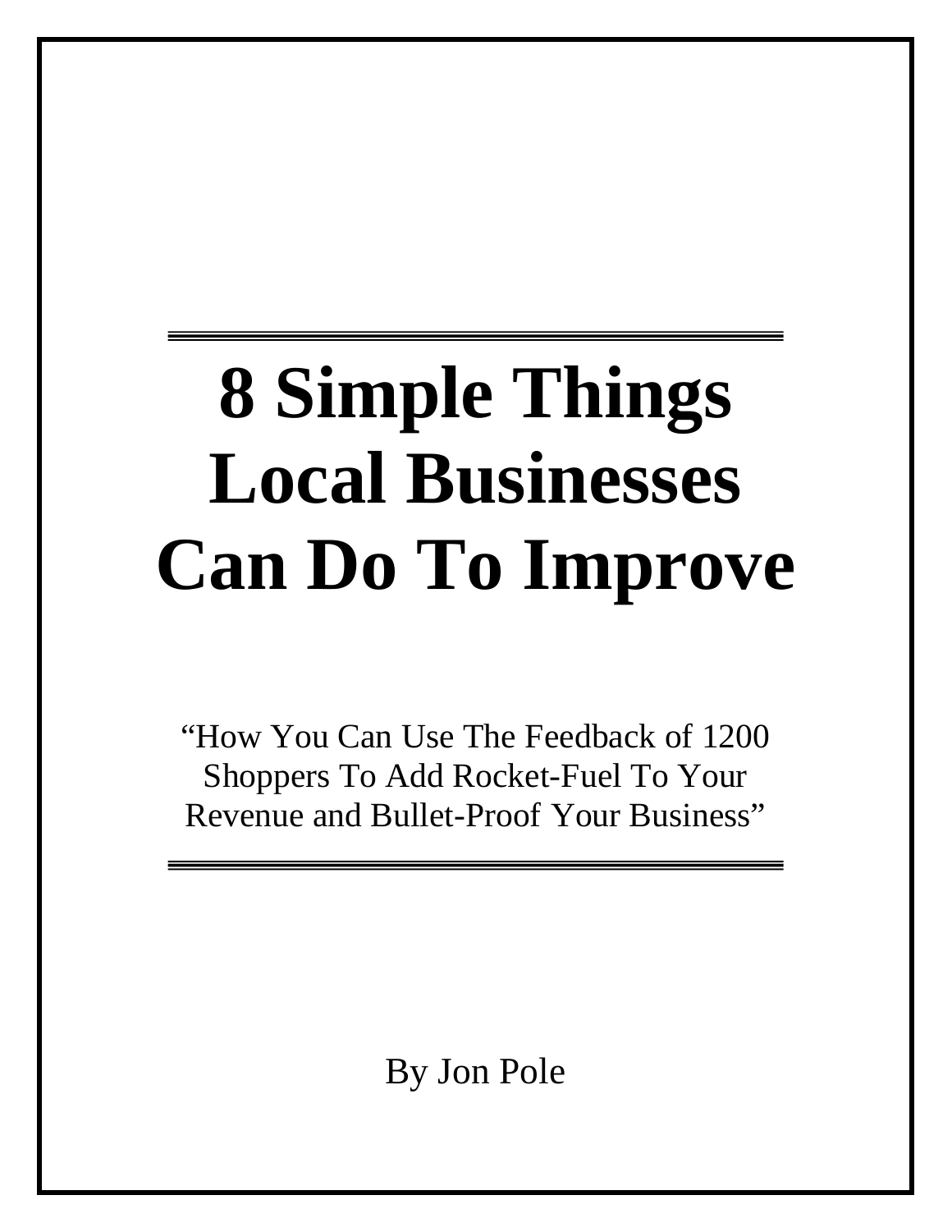# 8 Simple Things Local Businesses Can Do To Improve

"How You Can Use The Feedback of 1200 Shoppers To Add Rocket-Fuel To Your Revenue and Bullet-Proof Your Business"

By Jon Pole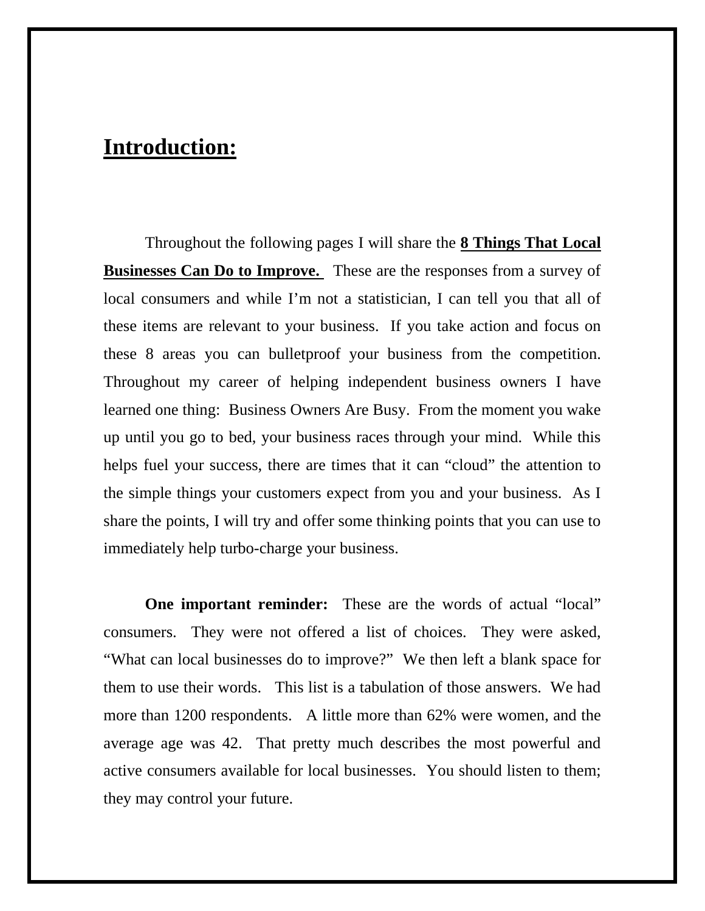# Introduction:

Throughout the following pages I will share the **8 Things That Local Businesses Can Do to Improve.** These are the responses from a survey of local consumers and while I'm not a statistician, I can tell you that all of these items are relevant to your business. If you take action and focus on these 8 areas you can bulletproof your business from the competition. Throughout my career of helping independent business owners I have learned one thing: Business Owners Are Busy. From the moment you wake up until you go to bed, your business races through your mind. While this helps fuel your success, there are times that it can "cloud" the attention to the simple things your customers expect from you and your business. As I share the points, I will try and offer some thinking points that you can use to immediately help turbo-charge your business.

**One important reminder:** These are the words of actual "local" consumers. They were not offered a list of choices. They were asked, "What can local businesses do to improve?" We then left a blank space for them to use their words. This list is a tabulation of those answers. We had more than 1200 respondents. A little more than 62% were women, and the average age was 42. That pretty much describes the most powerful and active consumers available for local businesses. You should listen to them; they may control your future.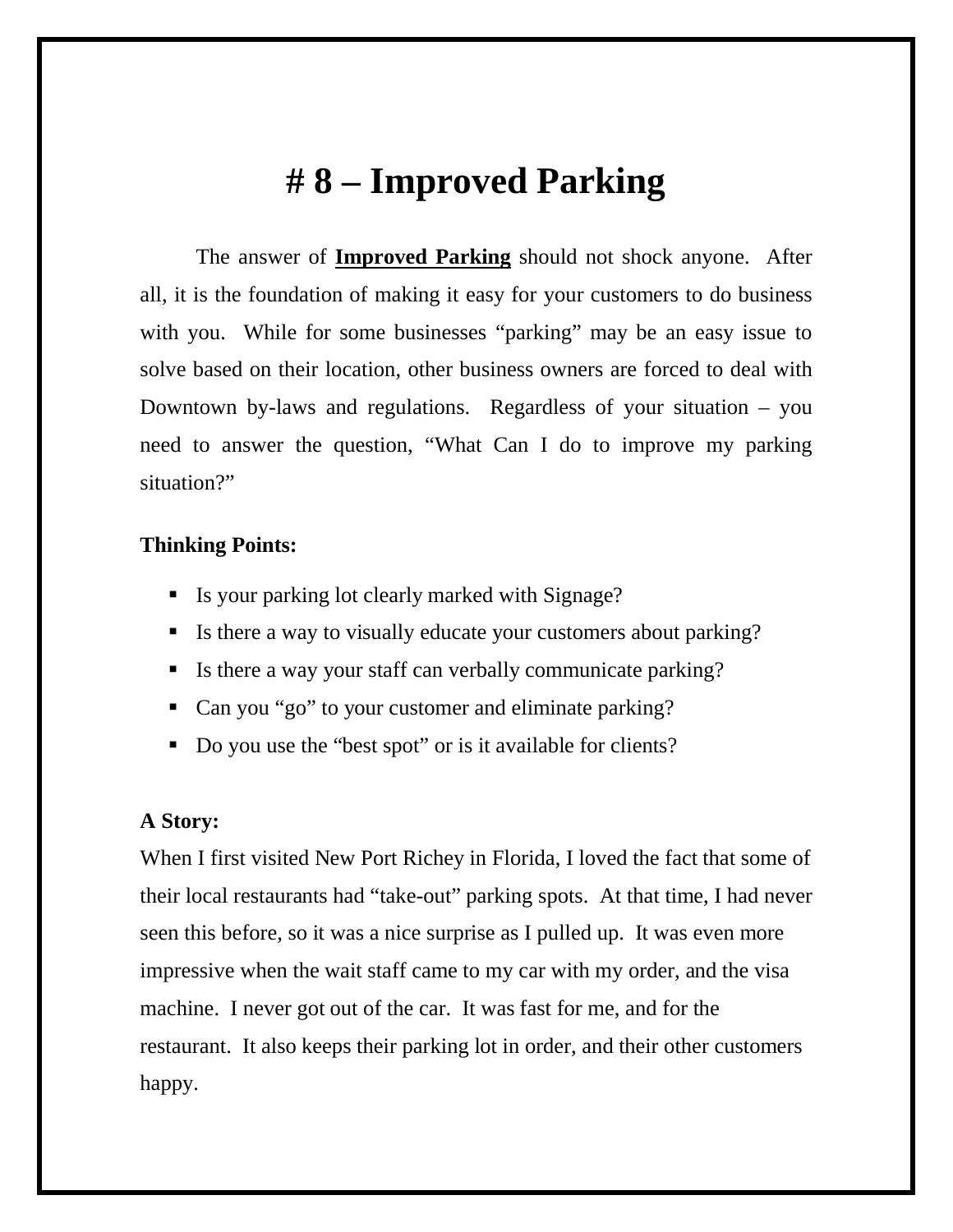# # 8 – Improved Parking

The answer of **Improved Parking** should not shock anyone. After all, it is the foundation of making it easy for your customers to do business with you. While for some businesses "parking" may be an easy issue to solve based on their location, other business owners are forced to deal with Downtown by-laws and regulations. Regardless of your situation – you need to answer the question, "What Can I do to improve my parking situation?"

**Thinking Points:**

- Is your parking lot clearly marked with Signage?
- Is there a way to visually educate your customers about parking?
- Is there a way your staff can verbally communicate parking?
- Can you "go" to your customer and eliminate parking?
- Do you use the "best spot" or is it available for clients?

**A Story:**

When I first visited New Port Richey in Florida, I loved the fact that some of their local restaurants had "take-out" parking spots. At that time, I had never seen this before, so it was a nice surprise as I pulled up. It was even more impressive when the wait staff came to my car with my order, and the visa machine. I never got out of the car. It was fast for me, and for the restaurant. It also keeps their parking lot in order, and their other customers happy.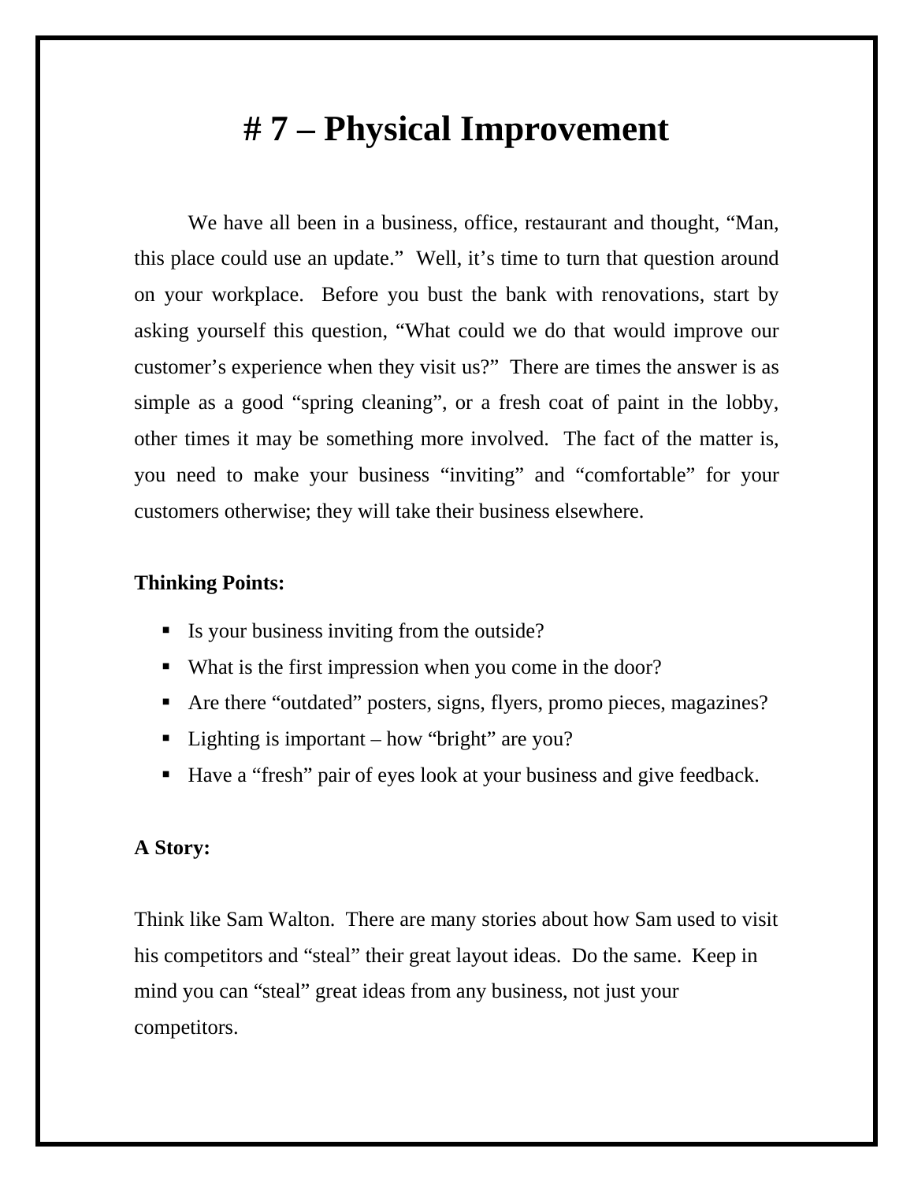# # 7 – Physical Improvement

We have all been in a business, office, restaurant and thought, "Man, this place could use an update." Well, it's time to turn that question around on your workplace. Before you bust the bank with renovations, start by asking yourself this question, "What could we do that would improve our customer's experience when they visit us?" There are times the answer is as simple as a good "spring cleaning", or a fresh coat of paint in the lobby, other times it may be something more involved. The fact of the matter is, you need to make your business "inviting" and "comfortable" for your customers otherwise; they will take their business elsewhere.

**Thinking Points:**

- Is your business inviting from the outside?
- What is the first impression when you come in the door?
- Are there "outdated" posters, signs, flyers, promo pieces, magazines?
- Lighting is important – how "bright" are you?
- Have a "fresh" pair of eyes look at your business and give feedback.

**A Story:**

Think like Sam Walton. There are many stories about how Sam used to visit his competitors and "steal" their great layout ideas. Do the same. Keep in mind you can "steal" great ideas from any business, not just your competitors.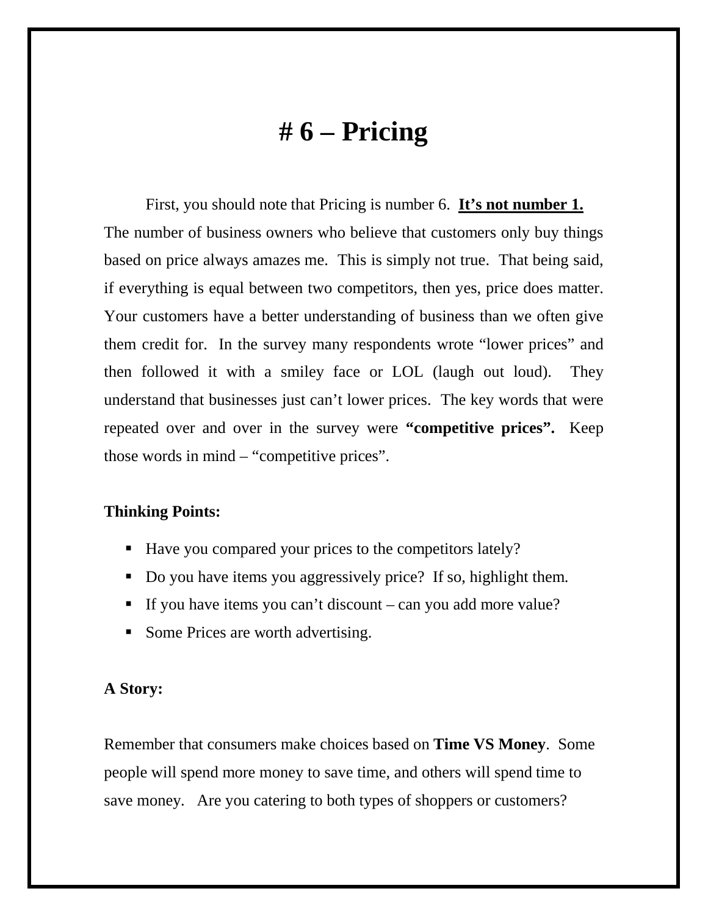# # 6 – Pricing

First, you should note that Pricing is number 6. **<u>It's not number 1.</u>** The number of business owners who believe that customers only buy things based on price always amazes me. This is simply not true. That being said, if everything is equal between two competitors, then yes, price does matter. Your customers have a better understanding of business than we often give them credit for. In the survey many respondents wrote "lower prices" and then followed it with a smiley face or LOL (laugh out loud). They understand that businesses just can't lower prices. The key words that were repeated over and over in the survey were **"competitive prices".** Keep those words in mind – "competitive prices".

**Thinking Points:**

- Have you compared your prices to the competitors lately?
- Do you have items you aggressively price? If so, highlight them.
- If you have items you can't discount – can you add more value?
- Some Prices are worth advertising.

**A Story:**

Remember that consumers make choices based on **Time VS Money**. Some people will spend more money to save time, and others will spend time to save money. Are you catering to both types of shoppers or customers?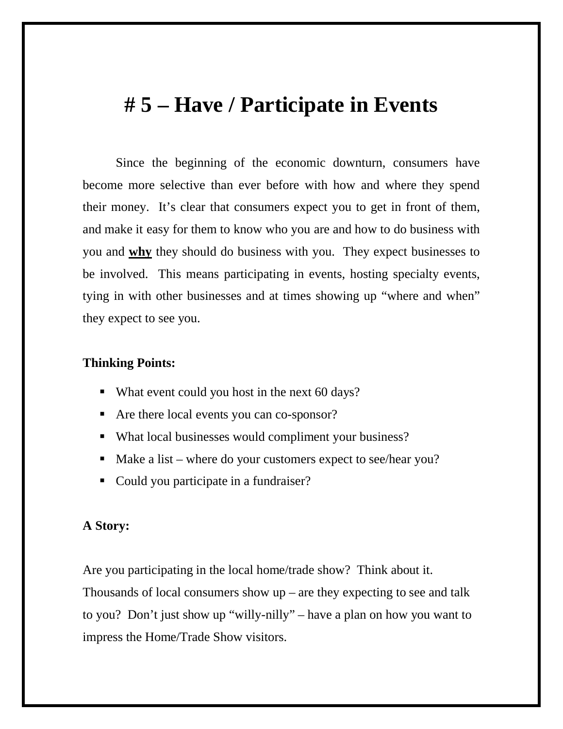# # 5 – Have / Participate in Events

Since the beginning of the economic downturn, consumers have become more selective than ever before with how and where they spend their money. It's clear that consumers expect you to get in front of them, and make it easy for them to know who you are and how to do business with you and **<u>why</u>** they should do business with you. They expect businesses to be involved. This means participating in events, hosting specialty events, tying in with other businesses and at times showing up "where and when" they expect to see you.

**Thinking Points:**

- What event could you host in the next 60 days?
- Are there local events you can co-sponsor?
- What local businesses would compliment your business?
- Make a list – where do your customers expect to see/hear you?
- Could you participate in a fundraiser?

**A Story:**

Are you participating in the local home/trade show? Think about it. Thousands of local consumers show up – are they expecting to see and talk to you? Don't just show up "willy-nilly" – have a plan on how you want to impress the Home/Trade Show visitors.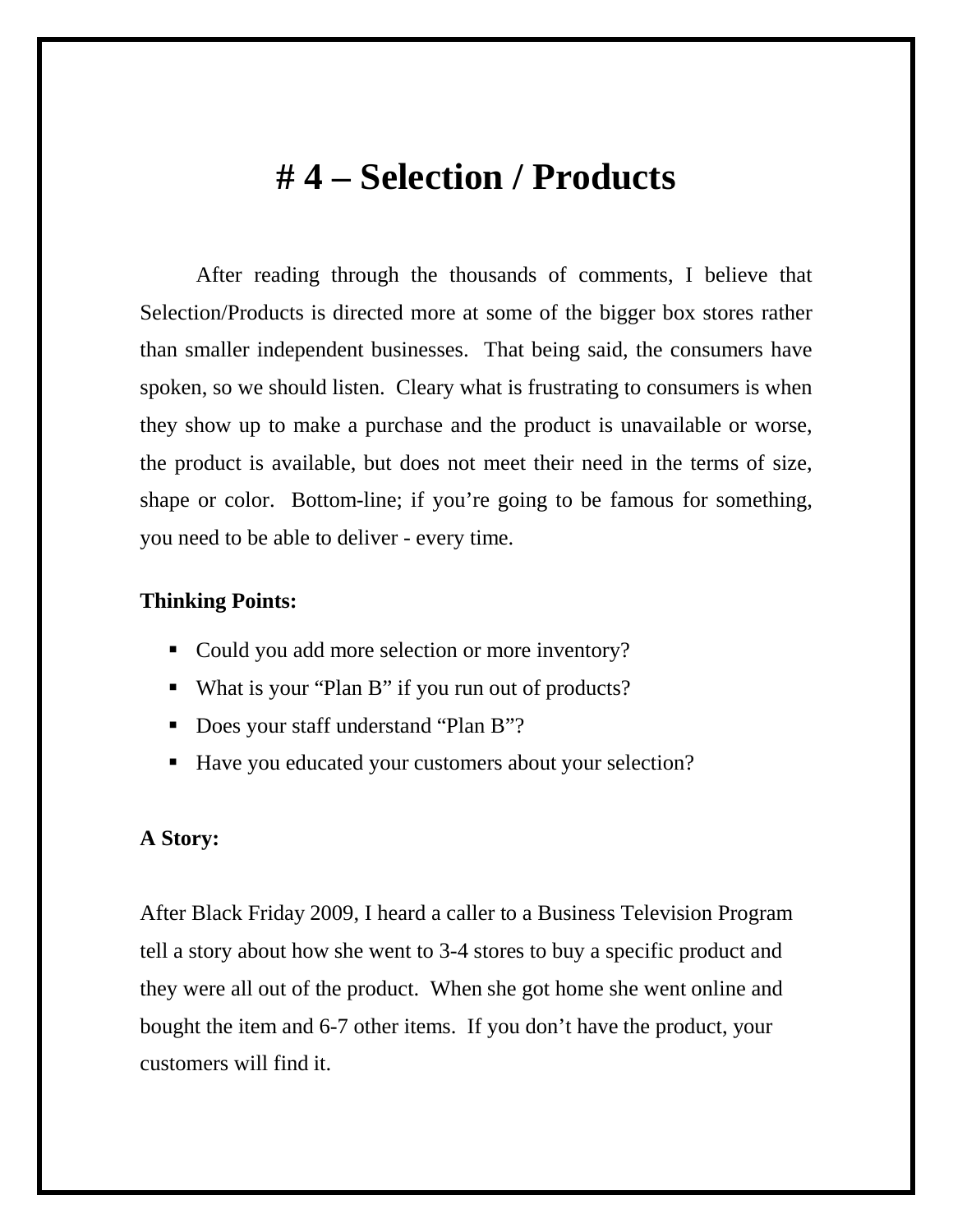# # 4 – Selection / Products

After reading through the thousands of comments, I believe that Selection/Products is directed more at some of the bigger box stores rather than smaller independent businesses. That being said, the consumers have spoken, so we should listen. Cleary what is frustrating to consumers is when they show up to make a purchase and the product is unavailable or worse, the product is available, but does not meet their need in the terms of size, shape or color. Bottom-line; if you're going to be famous for something, you need to be able to deliver - every time.

**Thinking Points:**

- Could you add more selection or more inventory?
- What is your "Plan B" if you run out of products?
- Does your staff understand "Plan B"?
- Have you educated your customers about your selection?

**A Story:**

After Black Friday 2009, I heard a caller to a Business Television Program tell a story about how she went to 3-4 stores to buy a specific product and they were all out of the product. When she got home she went online and bought the item and 6-7 other items. If you don't have the product, your customers will find it.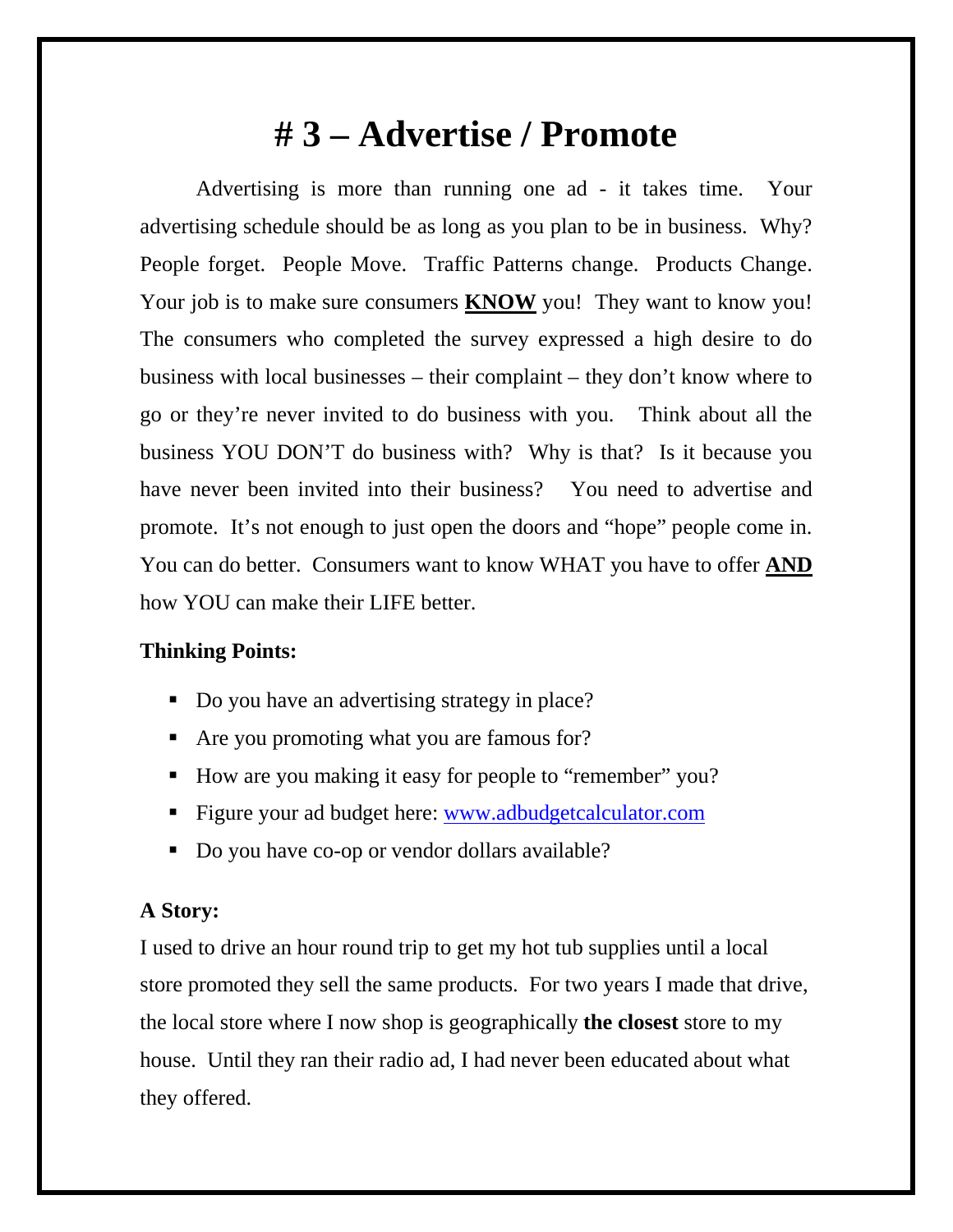# # 3 – Advertise / Promote

Advertising is more than running one ad - it takes time. Your advertising schedule should be as long as you plan to be in business. Why? People forget. People Move. Traffic Patterns change. Products Change. Your job is to make sure consumers **KNOW** you! They want to know you! The consumers who completed the survey expressed a high desire to do business with local businesses – their complaint – they don't know where to go or they're never invited to do business with you. Think about all the business YOU DON'T do business with? Why is that? Is it because you have never been invited into their business? You need to advertise and promote. It's not enough to just open the doors and "hope" people come in. You can do better. Consumers want to know WHAT you have to offer **AND** how YOU can make their LIFE better.

**Thinking Points:**

- Do you have an advertising strategy in place?
- Are you promoting what you are famous for?
- How are you making it easy for people to "remember" you?
- Figure your ad budget here: [www.adbudgetcalculator.com](http://www.adbudgetcalculator.com)
- Do you have co-op or vendor dollars available?

**A Story:**

I used to drive an hour round trip to get my hot tub supplies until a local store promoted they sell the same products. For two years I made that drive, the local store where I now shop is geographically **the closest** store to my house. Until they ran their radio ad, I had never been educated about what they offered.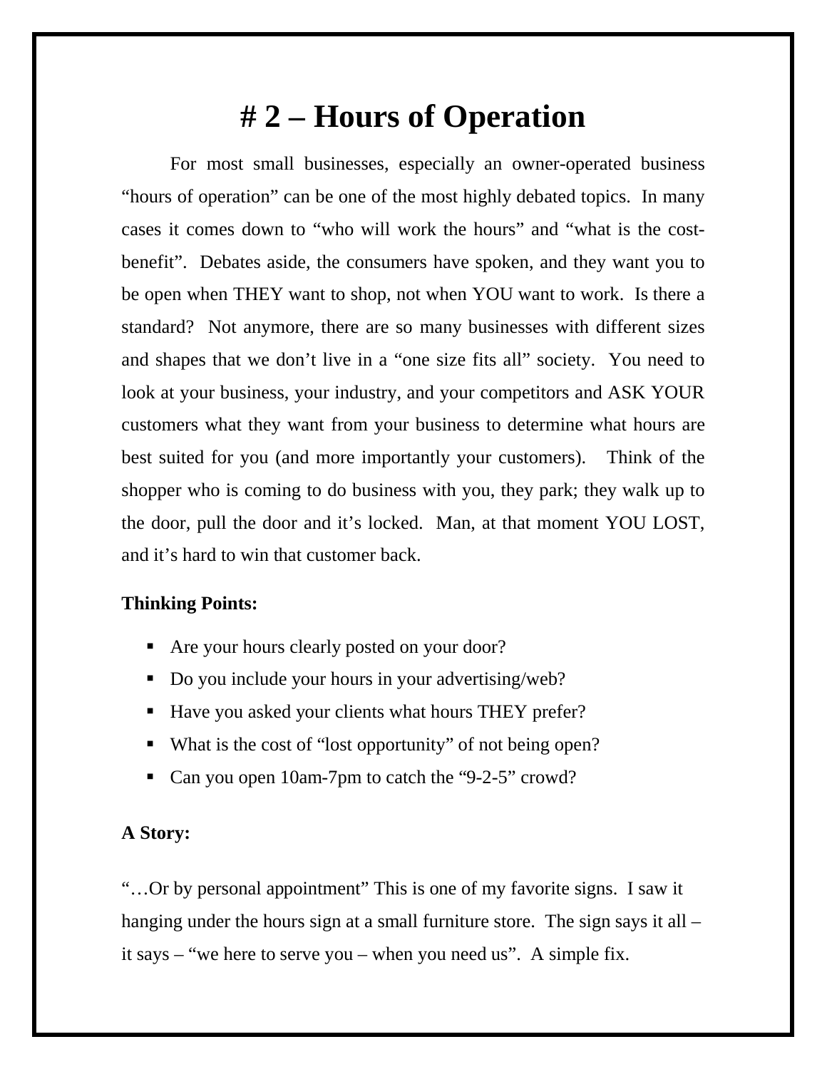# # 2 – Hours of Operation

For most small businesses, especially an owner-operated business "hours of operation" can be one of the most highly debated topics. In many cases it comes down to "who will work the hours" and "what is the cost-benefit". Debates aside, the consumers have spoken, and they want you to be open when THEY want to shop, not when YOU want to work. Is there a standard? Not anymore, there are so many businesses with different sizes and shapes that we don't live in a "one size fits all" society. You need to look at your business, your industry, and your competitors and ASK YOUR customers what they want from your business to determine what hours are best suited for you (and more importantly your customers). Think of the shopper who is coming to do business with you, they park; they walk up to the door, pull the door and it's locked. Man, at that moment YOU LOST, and it's hard to win that customer back.

**Thinking Points:**

- Are your hours clearly posted on your door?
- Do you include your hours in your advertising/web?
- Have you asked your clients what hours THEY prefer?
- What is the cost of "lost opportunity" of not being open?
- Can you open 10am-7pm to catch the "9-2-5" crowd?

**A Story:**

"…Or by personal appointment" This is one of my favorite signs. I saw it hanging under the hours sign at a small furniture store. The sign says it all – it says – "we here to serve you – when you need us". A simple fix.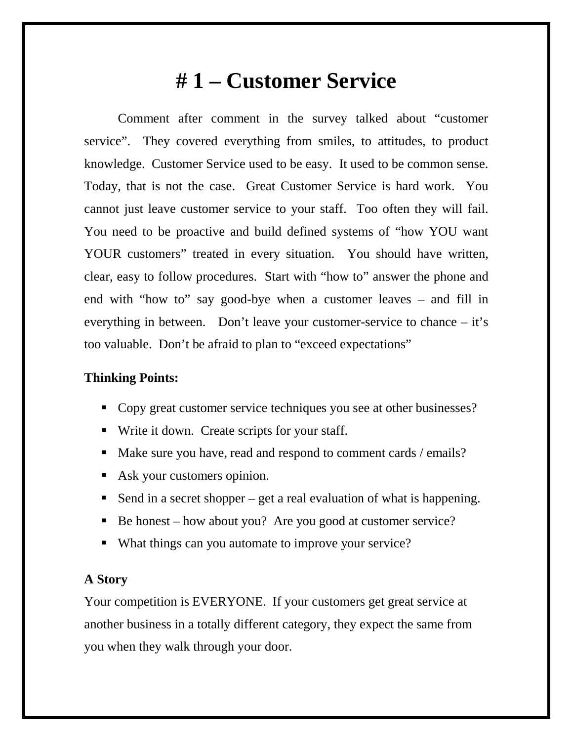# # 1 – Customer Service

Comment after comment in the survey talked about "customer service". They covered everything from smiles, to attitudes, to product knowledge. Customer Service used to be easy. It used to be common sense. Today, that is not the case. Great Customer Service is hard work. You cannot just leave customer service to your staff. Too often they will fail. You need to be proactive and build defined systems of "how YOU want YOUR customers" treated in every situation. You should have written, clear, easy to follow procedures. Start with "how to" answer the phone and end with "how to" say good-bye when a customer leaves – and fill in everything in between. Don't leave your customer-service to chance – it's too valuable. Don't be afraid to plan to "exceed expectations"

**Thinking Points:**

- Copy great customer service techniques you see at other businesses?
- Write it down. Create scripts for your staff.
- Make sure you have, read and respond to comment cards / emails?
- Ask your customers opinion.
- Send in a secret shopper – get a real evaluation of what is happening.
- Be honest – how about you? Are you good at customer service?
- What things can you automate to improve your service?

**A Story**

Your competition is EVERYONE. If your customers get great service at another business in a totally different category, they expect the same from you when they walk through your door.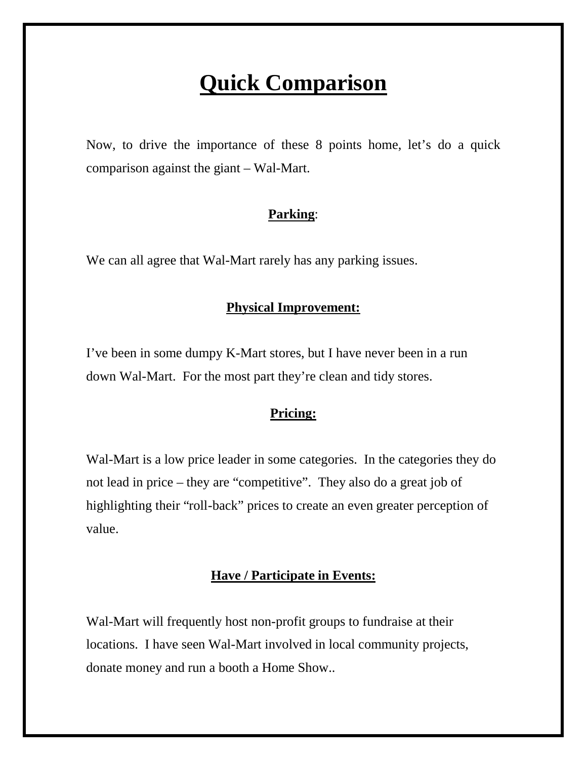# Quick Comparison

Now, to drive the importance of these 8 points home, let's do a quick comparison against the giant – Wal-Mart.

**Parking**:

We can all agree that Wal-Mart rarely has any parking issues.

**Physical Improvement:**

I've been in some dumpy K-Mart stores, but I have never been in a run down Wal-Mart. For the most part they're clean and tidy stores.

**Pricing:**

Wal-Mart is a low price leader in some categories. In the categories they do not lead in price – they are "competitive". They also do a great job of highlighting their "roll-back" prices to create an even greater perception of value.

**Have / Participate in Events:**

Wal-Mart will frequently host non-profit groups to fundraise at their locations. I have seen Wal-Mart involved in local community projects, donate money and run a booth a Home Show..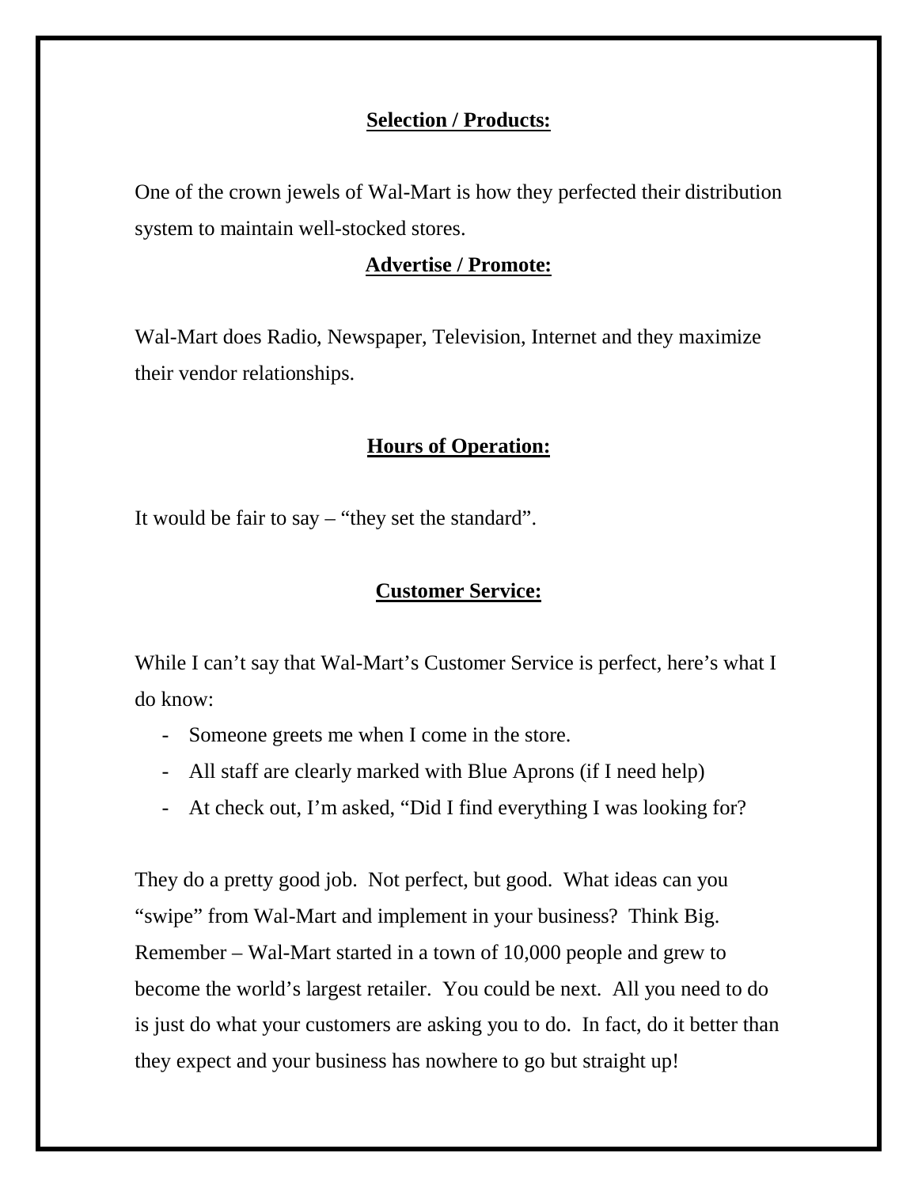**Selection / Products:**

One of the crown jewels of Wal-Mart is how they perfected their distribution system to maintain well-stocked stores.

**Advertise / Promote:**

Wal-Mart does Radio, Newspaper, Television, Internet and they maximize their vendor relationships.

**Hours of Operation:**

It would be fair to say – "they set the standard".

**Customer Service:**

While I can't say that Wal-Mart's Customer Service is perfect, here's what I do know:

- Someone greets me when I come in the store.
- All staff are clearly marked with Blue Aprons (if I need help)
- At check out, I'm asked, "Did I find everything I was looking for?

They do a pretty good job. Not perfect, but good. What ideas can you "swipe" from Wal-Mart and implement in your business? Think Big. Remember – Wal-Mart started in a town of 10,000 people and grew to become the world's largest retailer. You could be next. All you need to do is just do what your customers are asking you to do. In fact, do it better than they expect and your business has nowhere to go but straight up!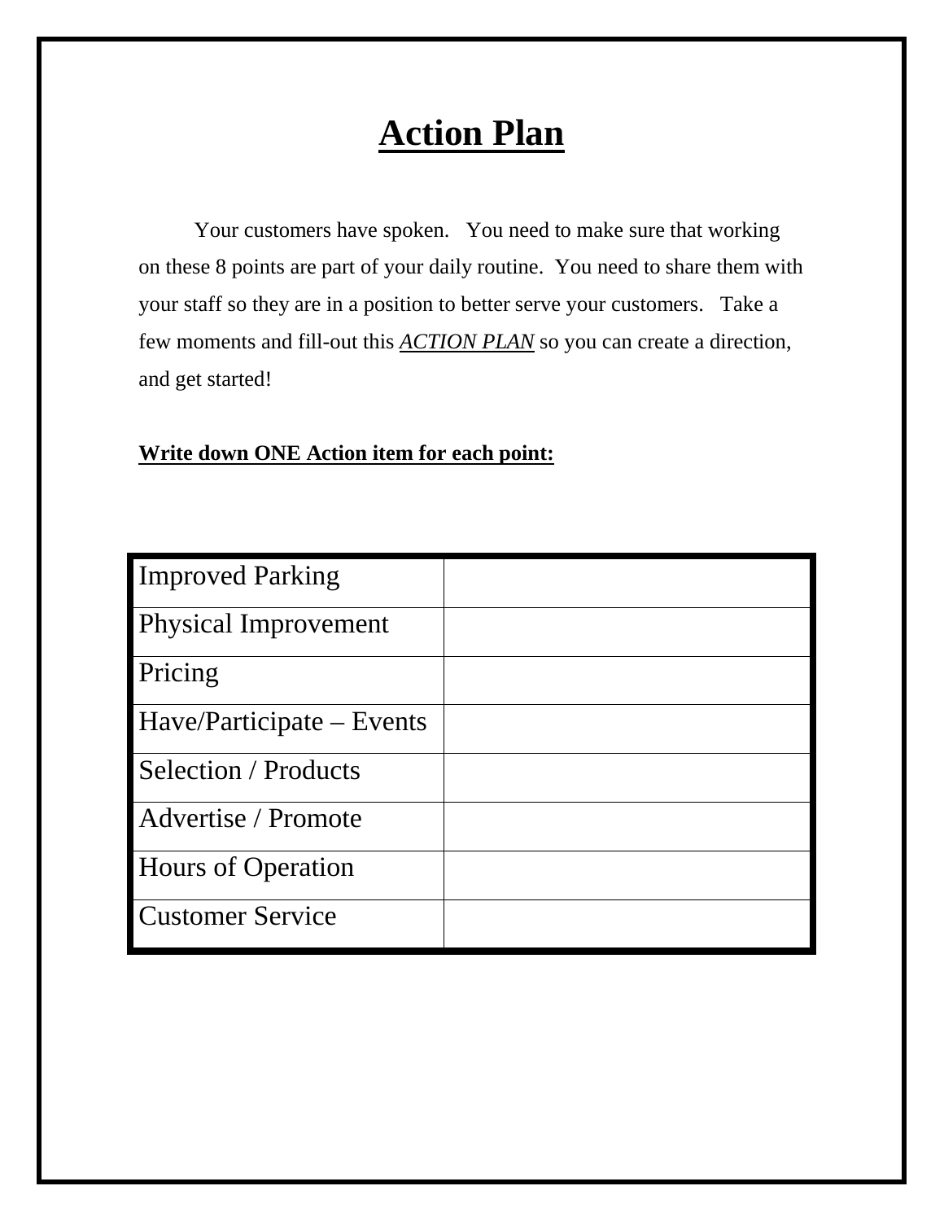# Action Plan

Your customers have spoken. You need to make sure that working on these 8 points are part of your daily routine. You need to share them with your staff so they are in a position to better serve your customers. Take a few moments and fill-out this ***ACTION PLAN*** so you can create a direction, and get started!

**Write down ONE Action item for each point:**

| | |
|---|---|
| Improved Parking | |
| Physical Improvement | |
| Pricing | |
| Have/Participate – Events | |
| Selection / Products | |
| Advertise / Promote | |
| Hours of Operation | |
| Customer Service | |